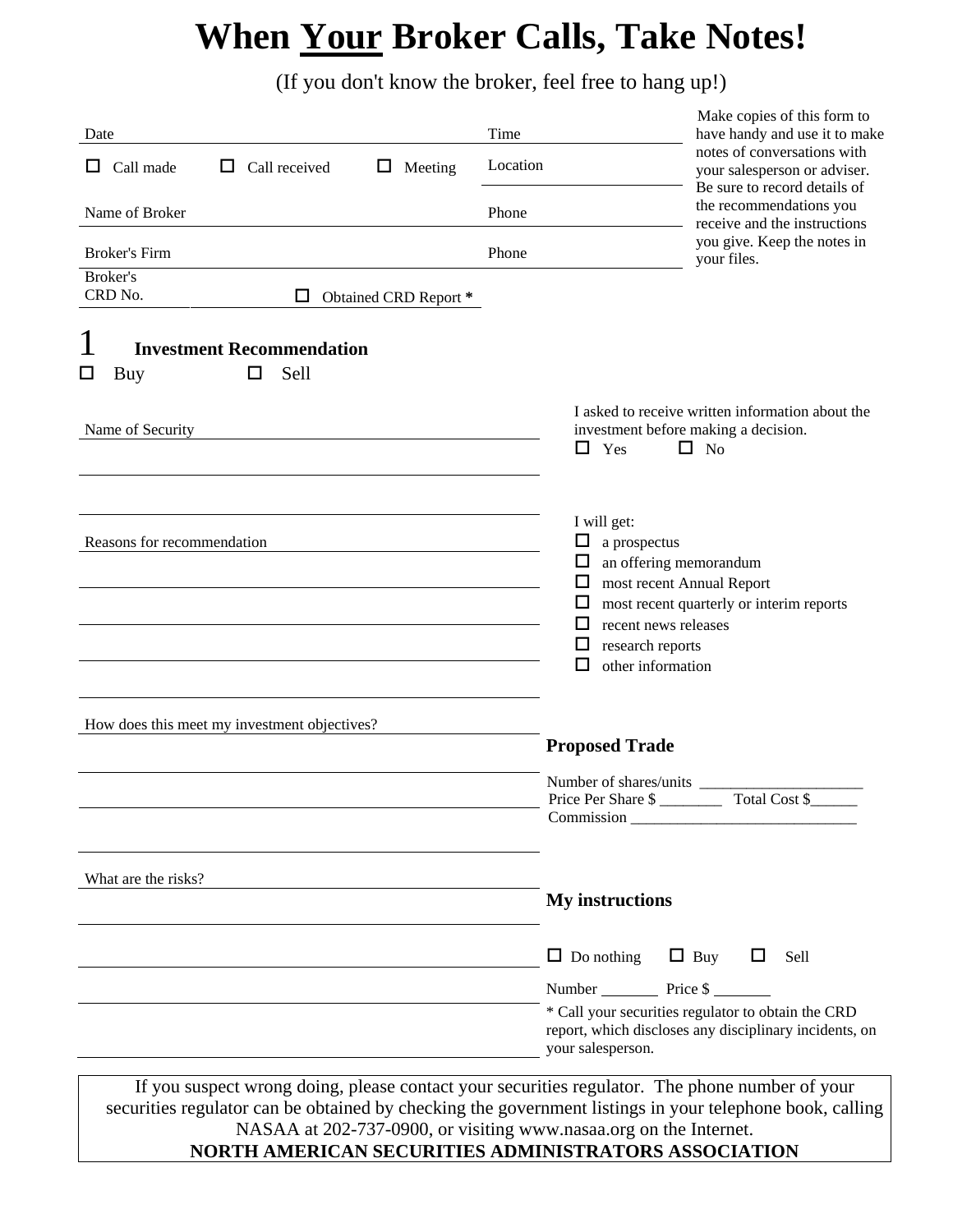# When Your Broker Calls, Take Notes!

(If you don't know the broker, feel free to hang up!)

Make copies of this form to have handy and use it to make notes of conversations with your salesperson or adviser. Be sure to record details of the recommendations you receive and the instructions you give. Keep the notes in your files.

Date ______________________________ Time ______________________

☐ Call made ☐ Call received ☐ Meeting Location ______________________

Name of Broker ______________________________ Phone ______________________

Broker's Firm ______________________________ Phone ______________________

Broker's CRD No. ______________ ☐ Obtained CRD Report *

## 1 Investment Recommendation

☐ Buy ☐ Sell

Name of Security ______________________________

______________________________

______________________________

Reasons for recommendation ______________________________

______________________________

______________________________

______________________________

______________________________

How does this meet my investment objectives? ______________________________

______________________________

______________________________

______________________________

What are the risks? ______________________________

______________________________

______________________________

______________________________

______________________________

I asked to receive written information about the investment before making a decision.

☐ Yes ☐ No

I will get:

- ☐ a prospectus
- ☐ an offering memorandum
- ☐ most recent Annual Report
- ☐ most recent quarterly or interim reports
- ☐ recent news releases
- ☐ research reports
- ☐ other information

### Proposed Trade

Number of shares/units ______________________

Price Per Share $ ________ Total Cost $______

Commission ______________________________

### My instructions

☐ Do nothing ☐ Buy ☐ Sell

Number _______ Price $ _______

* Call your securities regulator to obtain the CRD report, which discloses any disciplinary incidents, on your salesperson.

If you suspect wrong doing, please contact your securities regulator. The phone number of your securities regulator can be obtained by checking the government listings in your telephone book, calling NASAA at 202-737-0900, or visiting www.nasaa.org on the Internet.

**NORTH AMERICAN SECURITIES ADMINISTRATORS ASSOCIATION**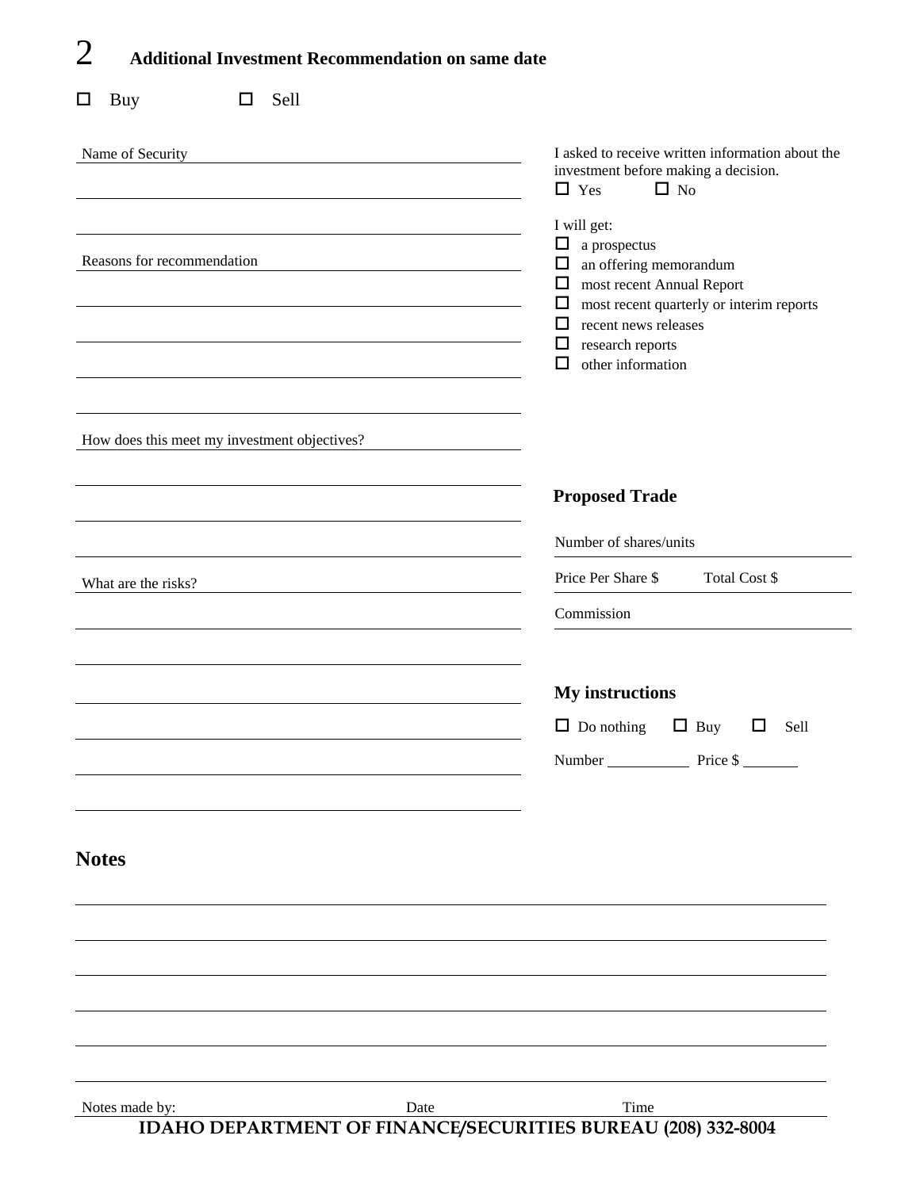## 2 Additional Investment Recommendation on same date

☐ Buy ☐ Sell

Name of Security \_\_\_\_\_\_\_\_\_\_\_\_\_\_\_\_\_\_\_\_\_\_\_\_\_\_\_\_\_\_\_\_\_\_\_\_\_\_\_\_\_\_\_\_\_\_\_\_\_\_\_\_\_\_\_\_\_\_

\_\_\_\_\_\_\_\_\_\_\_\_\_\_\_\_\_\_\_\_\_\_\_\_\_\_\_\_\_\_\_\_\_\_\_\_\_\_\_\_\_\_\_\_\_\_\_\_\_\_\_\_\_\_\_\_\_\_\_\_\_\_\_\_\_\_\_\_\_\_\_\_\_\_

\_\_\_\_\_\_\_\_\_\_\_\_\_\_\_\_\_\_\_\_\_\_\_\_\_\_\_\_\_\_\_\_\_\_\_\_\_\_\_\_\_\_\_\_\_\_\_\_\_\_\_\_\_\_\_\_\_\_\_\_\_\_\_\_\_\_\_\_\_\_\_\_\_\_

Reasons for recommendation \_\_\_\_\_\_\_\_\_\_\_\_\_\_\_\_\_\_\_\_\_\_\_\_\_\_\_\_\_\_\_\_\_\_\_\_\_\_\_\_\_\_\_\_\_\_

\_\_\_\_\_\_\_\_\_\_\_\_\_\_\_\_\_\_\_\_\_\_\_\_\_\_\_\_\_\_\_\_\_\_\_\_\_\_\_\_\_\_\_\_\_\_\_\_\_\_\_\_\_\_\_\_\_\_\_\_\_\_\_\_\_\_\_\_\_\_\_\_\_\_

\_\_\_\_\_\_\_\_\_\_\_\_\_\_\_\_\_\_\_\_\_\_\_\_\_\_\_\_\_\_\_\_\_\_\_\_\_\_\_\_\_\_\_\_\_\_\_\_\_\_\_\_\_\_\_\_\_\_\_\_\_\_\_\_\_\_\_\_\_\_\_\_\_\_

\_\_\_\_\_\_\_\_\_\_\_\_\_\_\_\_\_\_\_\_\_\_\_\_\_\_\_\_\_\_\_\_\_\_\_\_\_\_\_\_\_\_\_\_\_\_\_\_\_\_\_\_\_\_\_\_\_\_\_\_\_\_\_\_\_\_\_\_\_\_\_\_\_\_

\_\_\_\_\_\_\_\_\_\_\_\_\_\_\_\_\_\_\_\_\_\_\_\_\_\_\_\_\_\_\_\_\_\_\_\_\_\_\_\_\_\_\_\_\_\_\_\_\_\_\_\_\_\_\_\_\_\_\_\_\_\_\_\_\_\_\_\_\_\_\_\_\_\_

How does this meet my investment objectives? \_\_\_\_\_\_\_\_\_\_\_\_\_\_\_\_\_\_\_\_\_\_\_\_\_\_\_\_\_\_\_

\_\_\_\_\_\_\_\_\_\_\_\_\_\_\_\_\_\_\_\_\_\_\_\_\_\_\_\_\_\_\_\_\_\_\_\_\_\_\_\_\_\_\_\_\_\_\_\_\_\_\_\_\_\_\_\_\_\_\_\_\_\_\_\_\_\_\_\_\_\_\_\_\_\_

\_\_\_\_\_\_\_\_\_\_\_\_\_\_\_\_\_\_\_\_\_\_\_\_\_\_\_\_\_\_\_\_\_\_\_\_\_\_\_\_\_\_\_\_\_\_\_\_\_\_\_\_\_\_\_\_\_\_\_\_\_\_\_\_\_\_\_\_\_\_\_\_\_\_

\_\_\_\_\_\_\_\_\_\_\_\_\_\_\_\_\_\_\_\_\_\_\_\_\_\_\_\_\_\_\_\_\_\_\_\_\_\_\_\_\_\_\_\_\_\_\_\_\_\_\_\_\_\_\_\_\_\_\_\_\_\_\_\_\_\_\_\_\_\_\_\_\_\_

What are the risks? \_\_\_\_\_\_\_\_\_\_\_\_\_\_\_\_\_\_\_\_\_\_\_\_\_\_\_\_\_\_\_\_\_\_\_\_\_\_\_\_\_\_\_\_\_\_\_\_\_\_\_\_\_\_\_

\_\_\_\_\_\_\_\_\_\_\_\_\_\_\_\_\_\_\_\_\_\_\_\_\_\_\_\_\_\_\_\_\_\_\_\_\_\_\_\_\_\_\_\_\_\_\_\_\_\_\_\_\_\_\_\_\_\_\_\_\_\_\_\_\_\_\_\_\_\_\_\_\_\_

\_\_\_\_\_\_\_\_\_\_\_\_\_\_\_\_\_\_\_\_\_\_\_\_\_\_\_\_\_\_\_\_\_\_\_\_\_\_\_\_\_\_\_\_\_\_\_\_\_\_\_\_\_\_\_\_\_\_\_\_\_\_\_\_\_\_\_\_\_\_\_\_\_\_

\_\_\_\_\_\_\_\_\_\_\_\_\_\_\_\_\_\_\_\_\_\_\_\_\_\_\_\_\_\_\_\_\_\_\_\_\_\_\_\_\_\_\_\_\_\_\_\_\_\_\_\_\_\_\_\_\_\_\_\_\_\_\_\_\_\_\_\_\_\_\_\_\_\_

\_\_\_\_\_\_\_\_\_\_\_\_\_\_\_\_\_\_\_\_\_\_\_\_\_\_\_\_\_\_\_\_\_\_\_\_\_\_\_\_\_\_\_\_\_\_\_\_\_\_\_\_\_\_\_\_\_\_\_\_\_\_\_\_\_\_\_\_\_\_\_\_\_\_

\_\_\_\_\_\_\_\_\_\_\_\_\_\_\_\_\_\_\_\_\_\_\_\_\_\_\_\_\_\_\_\_\_\_\_\_\_\_\_\_\_\_\_\_\_\_\_\_\_\_\_\_\_\_\_\_\_\_\_\_\_\_\_\_\_\_\_\_\_\_\_\_\_\_

\_\_\_\_\_\_\_\_\_\_\_\_\_\_\_\_\_\_\_\_\_\_\_\_\_\_\_\_\_\_\_\_\_\_\_\_\_\_\_\_\_\_\_\_\_\_\_\_\_\_\_\_\_\_\_\_\_\_\_\_\_\_\_\_\_\_\_\_\_\_\_\_\_\_

I asked to receive written information about the investment before making a decision.

☐ Yes ☐ No

I will get:

- ☐ a prospectus
- ☐ an offering memorandum
- ☐ most recent Annual Report
- ☐ most recent quarterly or interim reports
- ☐ recent news releases
- ☐ research reports
- ☐ other information

### Proposed Trade

Number of shares/units \_\_\_\_\_\_\_\_\_\_\_\_\_\_\_\_\_\_\_\_\_\_\_\_\_\_\_\_\_\_

Price Per Share $ \_\_\_\_\_\_\_\_ Total Cost $ \_\_\_\_\_\_\_\_\_\_\_\_

Commission \_\_\_\_\_\_\_\_\_\_\_\_\_\_\_\_\_\_\_\_\_\_\_\_\_\_\_\_\_\_\_\_\_\_\_\_\_\_\_\_\_\_

### My instructions

☐ Do nothing ☐ Buy ☐ Sell

Number \_\_\_\_\_\_\_\_\_\_\_ Price $ \_\_\_\_\_\_\_

## Notes

\_\_\_\_\_\_\_\_\_\_\_\_\_\_\_\_\_\_\_\_\_\_\_\_\_\_\_\_\_\_\_\_\_\_\_\_\_\_\_\_\_\_\_\_\_\_\_\_\_\_\_\_\_\_\_\_\_\_\_\_\_\_\_\_\_\_\_\_\_\_\_\_\_\_\_\_\_\_\_\_\_\_\_\_\_\_\_\_\_\_\_\_

\_\_\_\_\_\_\_\_\_\_\_\_\_\_\_\_\_\_\_\_\_\_\_\_\_\_\_\_\_\_\_\_\_\_\_\_\_\_\_\_\_\_\_\_\_\_\_\_\_\_\_\_\_\_\_\_\_\_\_\_\_\_\_\_\_\_\_\_\_\_\_\_\_\_\_\_\_\_\_\_\_\_\_\_\_\_\_\_\_\_\_\_

\_\_\_\_\_\_\_\_\_\_\_\_\_\_\_\_\_\_\_\_\_\_\_\_\_\_\_\_\_\_\_\_\_\_\_\_\_\_\_\_\_\_\_\_\_\_\_\_\_\_\_\_\_\_\_\_\_\_\_\_\_\_\_\_\_\_\_\_\_\_\_\_\_\_\_\_\_\_\_\_\_\_\_\_\_\_\_\_\_\_\_\_

\_\_\_\_\_\_\_\_\_\_\_\_\_\_\_\_\_\_\_\_\_\_\_\_\_\_\_\_\_\_\_\_\_\_\_\_\_\_\_\_\_\_\_\_\_\_\_\_\_\_\_\_\_\_\_\_\_\_\_\_\_\_\_\_\_\_\_\_\_\_\_\_\_\_\_\_\_\_\_\_\_\_\_\_\_\_\_\_\_\_\_\_

\_\_\_\_\_\_\_\_\_\_\_\_\_\_\_\_\_\_\_\_\_\_\_\_\_\_\_\_\_\_\_\_\_\_\_\_\_\_\_\_\_\_\_\_\_\_\_\_\_\_\_\_\_\_\_\_\_\_\_\_\_\_\_\_\_\_\_\_\_\_\_\_\_\_\_\_\_\_\_\_\_\_\_\_\_\_\_\_\_\_\_\_

\_\_\_\_\_\_\_\_\_\_\_\_\_\_\_\_\_\_\_\_\_\_\_\_\_\_\_\_\_\_\_\_\_\_\_\_\_\_\_\_\_\_\_\_\_\_\_\_\_\_\_\_\_\_\_\_\_\_\_\_\_\_\_\_\_\_\_\_\_\_\_\_\_\_\_\_\_\_\_\_\_\_\_\_\_\_\_\_\_\_\_\_

Notes made by: \_\_\_\_\_\_\_\_\_\_\_\_\_\_\_\_\_\_ Date \_\_\_\_\_\_\_\_\_\_\_\_\_\_\_\_\_\_ Time \_\_\_\_\_\_\_\_\_\_\_\_\_\_

**IDAHO DEPARTMENT OF FINANCE/SECURITIES BUREAU (208) 332-8004**